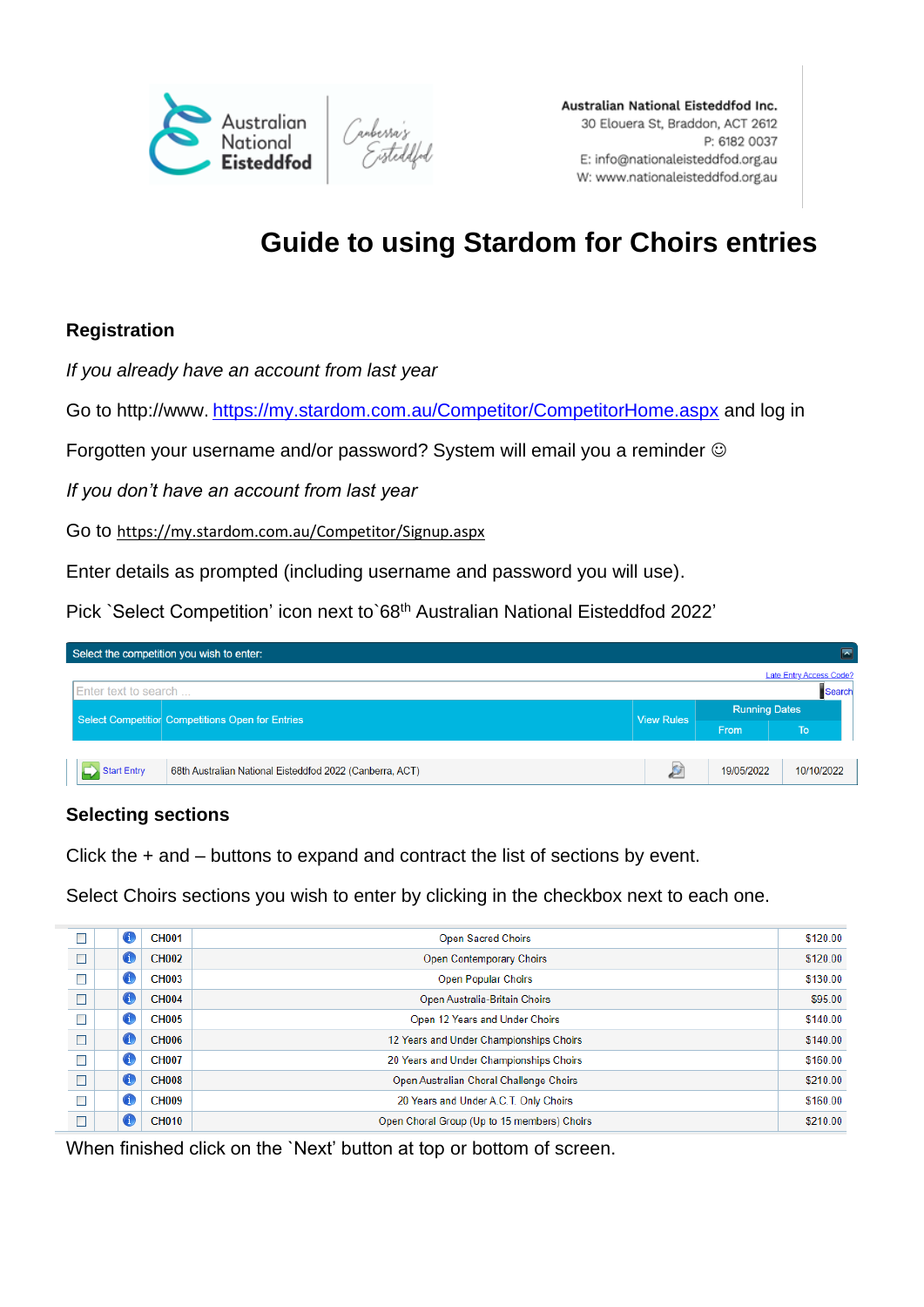Australian National Eisteddfod Inc.
30 Elouera St, Braddon, ACT 2612
P: 6182 0037
E: info@nationaleisteddfod.org.au
W: www.nationaleisteddfod.org.au

# Guide to using Stardom for Choirs entries

## Registration

*If you already have an account from last year*

Go to http://www. https://my.stardom.com.au/Competitor/CompetitorHome.aspx and log in

Forgotten your username and/or password? System will email you a reminder ☺

*If you don't have an account from last year*

Go to https://my.stardom.com.au/Competitor/Signup.aspx

Enter details as prompted (including username and password you will use).

Pick `Select Competition' icon next to`68th Australian National Eisteddfod 2022'

Select the competition you wish to enter:

Late Entry Access Code?

Enter text to search ... Search

| Select Competition | Competitions Open for Entries | View Rules | Running Dates | |
|---|---|---|---|---|
| | | | From | To |
| Start Entry | 68th Australian National Eisteddfod 2022 (Canberra, ACT) | | 19/05/2022 | 10/10/2022 |

## Selecting sections

Click the + and – buttons to expand and contract the list of sections by event.

Select Choirs sections you wish to enter by clicking in the checkbox next to each one.

| | | | | |
|---|---|---|---|---|
| ☐ | i | CH001 | Open Sacred Choirs | $120.00 |
| ☐ | i | CH002 | Open Contemporary Choirs | $120.00 |
| ☐ | i | CH003 | Open Popular Choirs | $130.00 |
| ☐ | i | CH004 | Open Australia-Britain Choirs | $95.00 |
| ☐ | i | CH005 | Open 12 Years and Under Choirs | $140.00 |
| ☐ | i | CH006 | 12 Years and Under Championships Choirs | $140.00 |
| ☐ | i | CH007 | 20 Years and Under Championships Choirs | $160.00 |
| ☐ | i | CH008 | Open Australian Choral Challenge Choirs | $210.00 |
| ☐ | i | CH009 | 20 Years and Under A.C.T. Only Choirs | $160.00 |
| ☐ | i | CH010 | Open Choral Group (Up to 15 members) Choirs | $210.00 |

When finished click on the `Next' button at top or bottom of screen.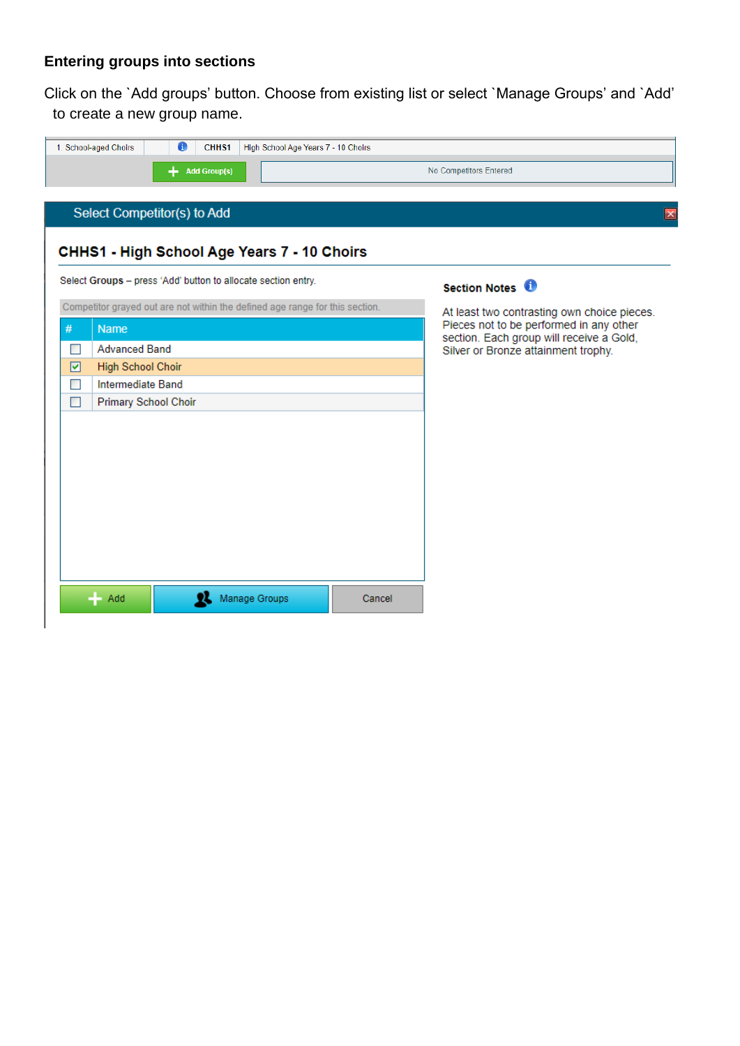### Entering groups into sections

Click on the `Add groups' button. Choose from existing list or select `Manage Groups' and `Add' to create a new group name.

| 1 School-aged Choirs | | CHHS1 | High School Age Years 7 - 10 Choirs |
|---|---|---|---|
| | Add Group(s) | | No Competitors Entered |

**Select Competitor(s) to Add**

**CHHS1 - High School Age Years 7 - 10 Choirs**

Select **Groups** – press 'Add' button to allocate section entry.

Competitor grayed out are not within the defined age range for this section.

| # | Name |
|---|---|
| ☐ | Advanced Band |
| ☑ | High School Choir |
| ☐ | Intermediate Band |
| ☐ | Primary School Choir |

Add | Manage Groups | Cancel

**Section Notes**

At least two contrasting own choice pieces. Pieces not to be performed in any other section. Each group will receive a Gold, Silver or Bronze attainment trophy.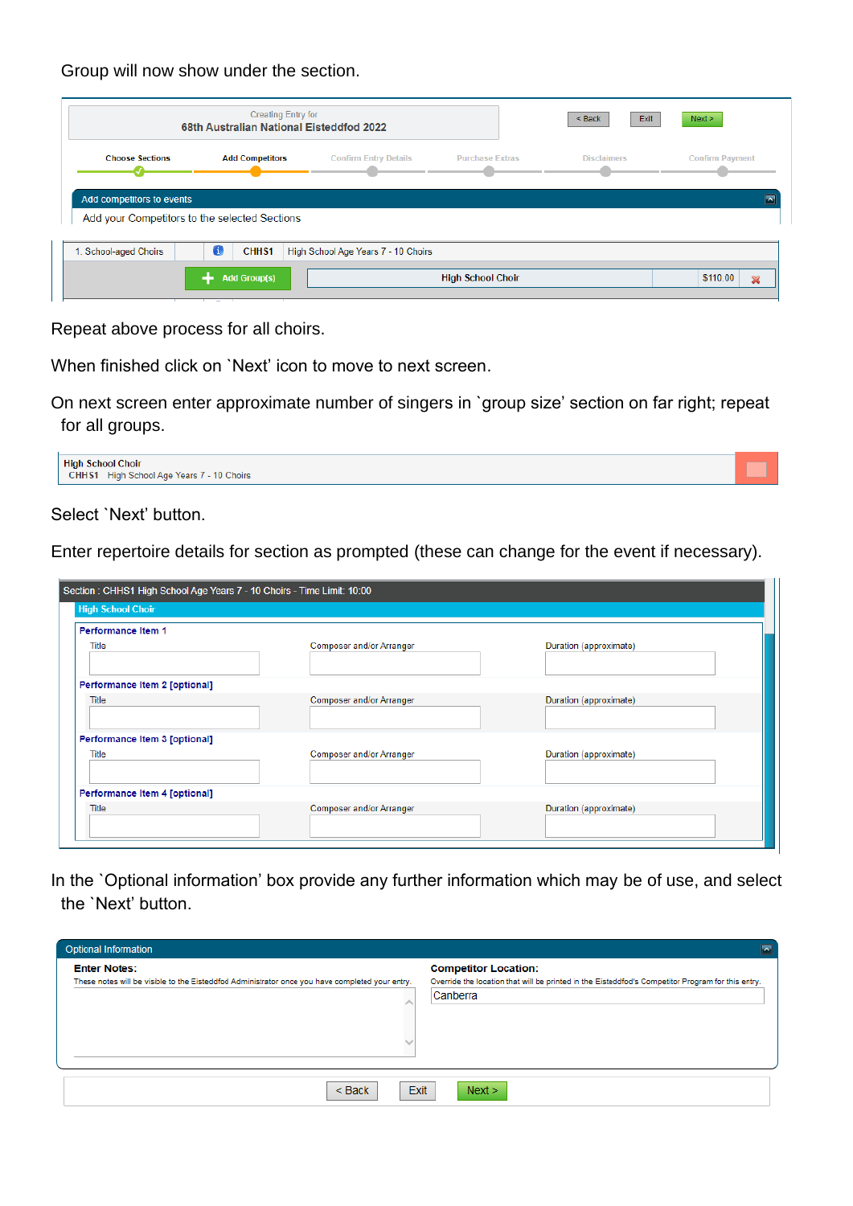Group will now show under the section.

Creating Entry for
68th Australian National Eisteddfod 2022

< Back | Exit | Next >

Choose Sections | Add Competitors | Confirm Entry Details | Purchase Extras | Disclaimers | Confirm Payment

Add competitors to events

Add your Competitors to the selected Sections

| 1. School-aged Choirs | CHHS1 | High School Age Years 7 - 10 Choirs |
|---|---|---|
| Add Group(s) | High School Choir | $110.00 |

Repeat above process for all choirs.

When finished click on `Next' icon to move to next screen.

On next screen enter approximate number of singers in `group size' section on far right; repeat for all groups.

High School Choir
CHHS1 High School Age Years 7 - 10 Choirs

Select `Next' button.

Enter repertoire details for section as prompted (these can change for the event if necessary).

Section : CHHS1 High School Age Years 7 - 10 Choirs - Time Limit: 10:00

High School Choir

Performance Item 1

| Title | Composer and/or Arranger | Duration (approximate) |
|---|---|---|
| | | |

Performance Item 2 [optional]

| Title | Composer and/or Arranger | Duration (approximate) |
|---|---|---|
| | | |

Performance Item 3 [optional]

| Title | Composer and/or Arranger | Duration (approximate) |
|---|---|---|
| | | |

Performance Item 4 [optional]

| Title | Composer and/or Arranger | Duration (approximate) |
|---|---|---|
| | | |

In the `Optional information' box provide any further information which may be of use, and select the `Next' button.

Optional Information

**Enter Notes:**
These notes will be visible to the Eisteddfod Administrator once you have completed your entry.

**Competitor Location:**
Override the location that will be printed in the Eisteddfod's Competitor Program for this entry.
Canberra

< Back | Exit | Next >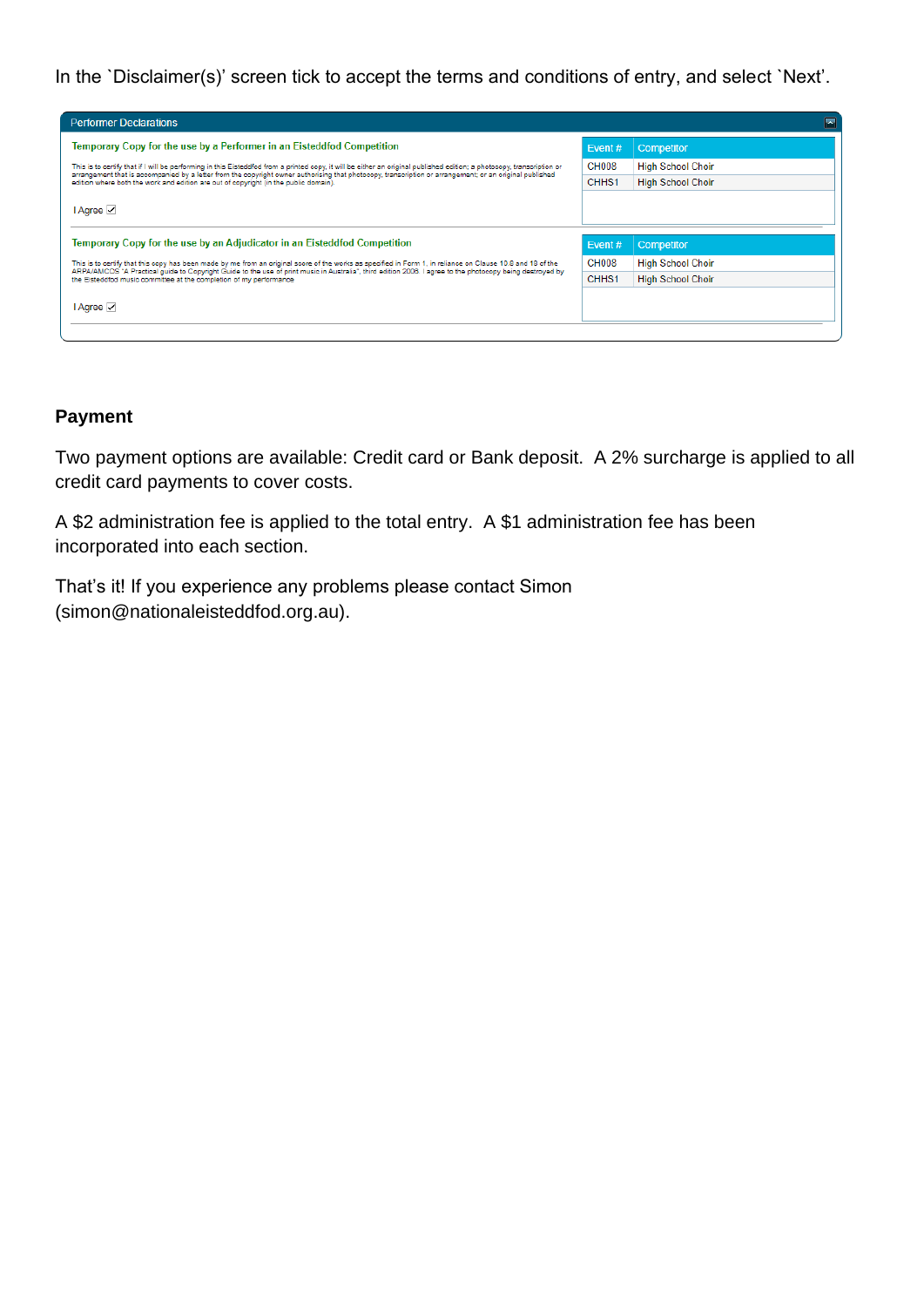In the `Disclaimer(s)' screen tick to accept the terms and conditions of entry, and select `Next'.

Performer Declarations

**Temporary Copy for the use by a Performer in an Eisteddfod Competition**

This is to certify that if I will be performing in this Eisteddfod from a printed copy, it will be either an original published edition; a photocopy, transcription or arrangement that is accompanied by a letter from the copyright owner authorising that photocopy, transcription or arrangement; or an original published edition where both the work and edition are out of copyright (in the public domain).

I Agree ☑

| Event # | Competitor |
|---|---|
| CH008 | High School Choir |
| CHHS1 | High School Choir |

**Temporary Copy for the use by an Adjudicator in an Eisteddfod Competition**

This is to certify that this copy has been made by me from an original score of the works as specified in Form 1, in reliance on Clause 10.8 and 13 of the ARPA/AMCOS "A Practical guide to Copyright Guide to the use of print music in Australia", third edition 2006. I agree to the photocopy being destroyed by the Eisteddfod music committee at the completion of my performance.

I Agree ☑

| Event # | Competitor |
|---|---|
| CH008 | High School Choir |
| CHHS1 | High School Choir |

## Payment

Two payment options are available: Credit card or Bank deposit. A 2% surcharge is applied to all credit card payments to cover costs.

A $2 administration fee is applied to the total entry. A $1 administration fee has been incorporated into each section.

That's it! If you experience any problems please contact Simon (simon@nationaleisteddfod.org.au).